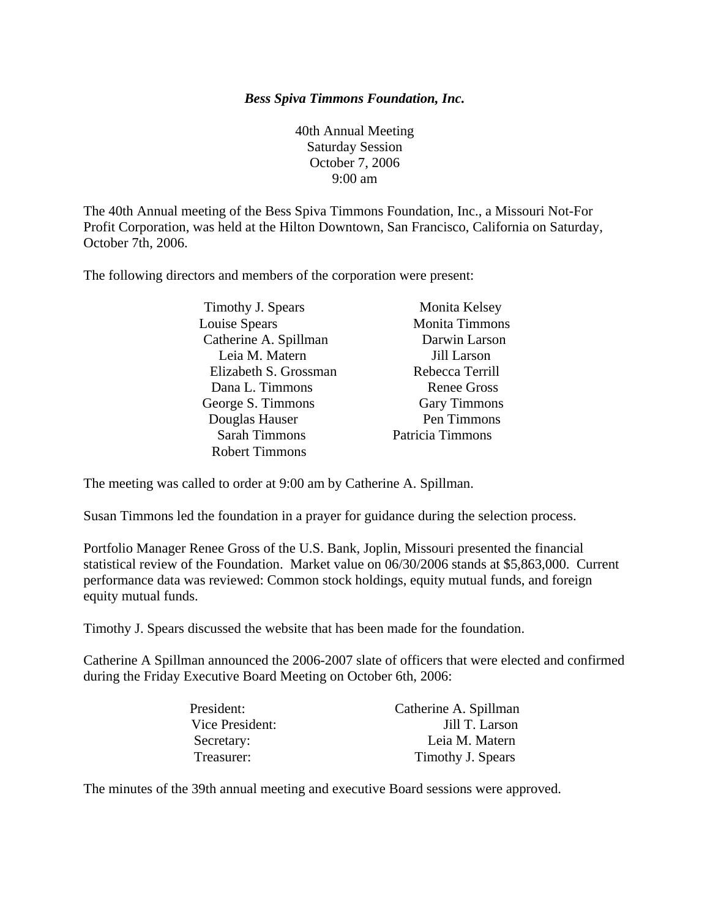***Bess Spiva Timmons Foundation, Inc.***

40th Annual Meeting
Saturday Session
October 7, 2006
9:00 am

The 40th Annual meeting of the Bess Spiva Timmons Foundation, Inc., a Missouri Not-For Profit Corporation, was held at the Hilton Downtown, San Francisco, California on Saturday, October 7th, 2006.

The following directors and members of the corporation were present:

| | |
|---|---|
| Timothy J. Spears | Monita Kelsey |
| Louise Spears | Monita Timmons |
| Catherine A. Spillman | Darwin Larson |
| Leia M. Matern | Jill Larson |
| Elizabeth S. Grossman | Rebecca Terrill |
| Dana L. Timmons | Renee Gross |
| George S. Timmons | Gary Timmons |
| Douglas Hauser | Pen Timmons |
| Sarah Timmons | Patricia Timmons |
| Robert Timmons | |

The meeting was called to order at 9:00 am by Catherine A. Spillman.

Susan Timmons led the foundation in a prayer for guidance during the selection process.

Portfolio Manager Renee Gross of the U.S. Bank, Joplin, Missouri presented the financial statistical review of the Foundation. Market value on 06/30/2006 stands at $5,863,000. Current performance data was reviewed: Common stock holdings, equity mutual funds, and foreign equity mutual funds.

Timothy J. Spears discussed the website that has been made for the foundation.

Catherine A Spillman announced the 2006-2007 slate of officers that were elected and confirmed during the Friday Executive Board Meeting on October 6th, 2006:

| | |
|---|---|
| President: | Catherine A. Spillman |
| Vice President: | Jill T. Larson |
| Secretary: | Leia M. Matern |
| Treasurer: | Timothy J. Spears |

The minutes of the 39th annual meeting and executive Board sessions were approved.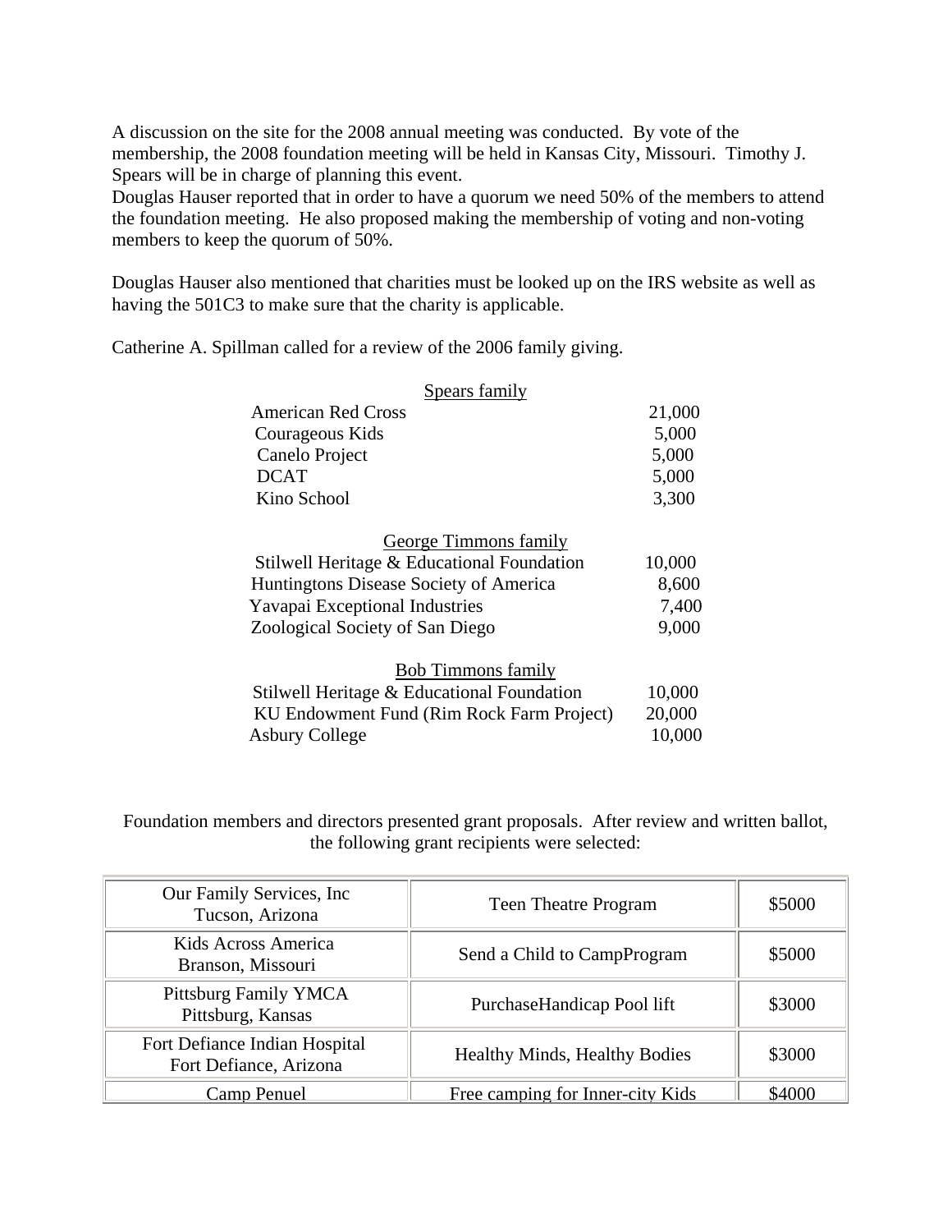A discussion on the site for the 2008 annual meeting was conducted. By vote of the membership, the 2008 foundation meeting will be held in Kansas City, Missouri. Timothy J. Spears will be in charge of planning this event.
Douglas Hauser reported that in order to have a quorum we need 50% of the members to attend the foundation meeting. He also proposed making the membership of voting and non-voting members to keep the quorum of 50%.

Douglas Hauser also mentioned that charities must be looked up on the IRS website as well as having the 501C3 to make sure that the charity is applicable.

Catherine A. Spillman called for a review of the 2006 family giving.

| Spears family | |
|---|---|
| American Red Cross | 21,000 |
| Courageous Kids | 5,000 |
| Canelo Project | 5,000 |
| DCAT | 5,000 |
| Kino School | 3,300 |

| George Timmons family | |
|---|---|
| Stilwell Heritage & Educational Foundation | 10,000 |
| Huntingtons Disease Society of America | 8,600 |
| Yavapai Exceptional Industries | 7,400 |
| Zoological Society of San Diego | 9,000 |

| Bob Timmons family | |
|---|---|
| Stilwell Heritage & Educational Foundation | 10,000 |
| KU Endowment Fund (Rim Rock Farm Project) | 20,000 |
| Asbury College | 10,000 |

Foundation members and directors presented grant proposals. After review and written ballot, the following grant recipients were selected:

| | | |
|---|---|---|
| Our Family Services, Inc<br>Tucson, Arizona | Teen Theatre Program | $5000 |
| Kids Across America<br>Branson, Missouri | Send a Child to CampProgram | $5000 |
| Pittsburg Family YMCA<br>Pittsburg, Kansas | PurchaseHandicap Pool lift | $3000 |
| Fort Defiance Indian Hospital<br>Fort Defiance, Arizona | Healthy Minds, Healthy Bodies | $3000 |
| Camp Penuel | Free camping for Inner-city Kids | $4000 |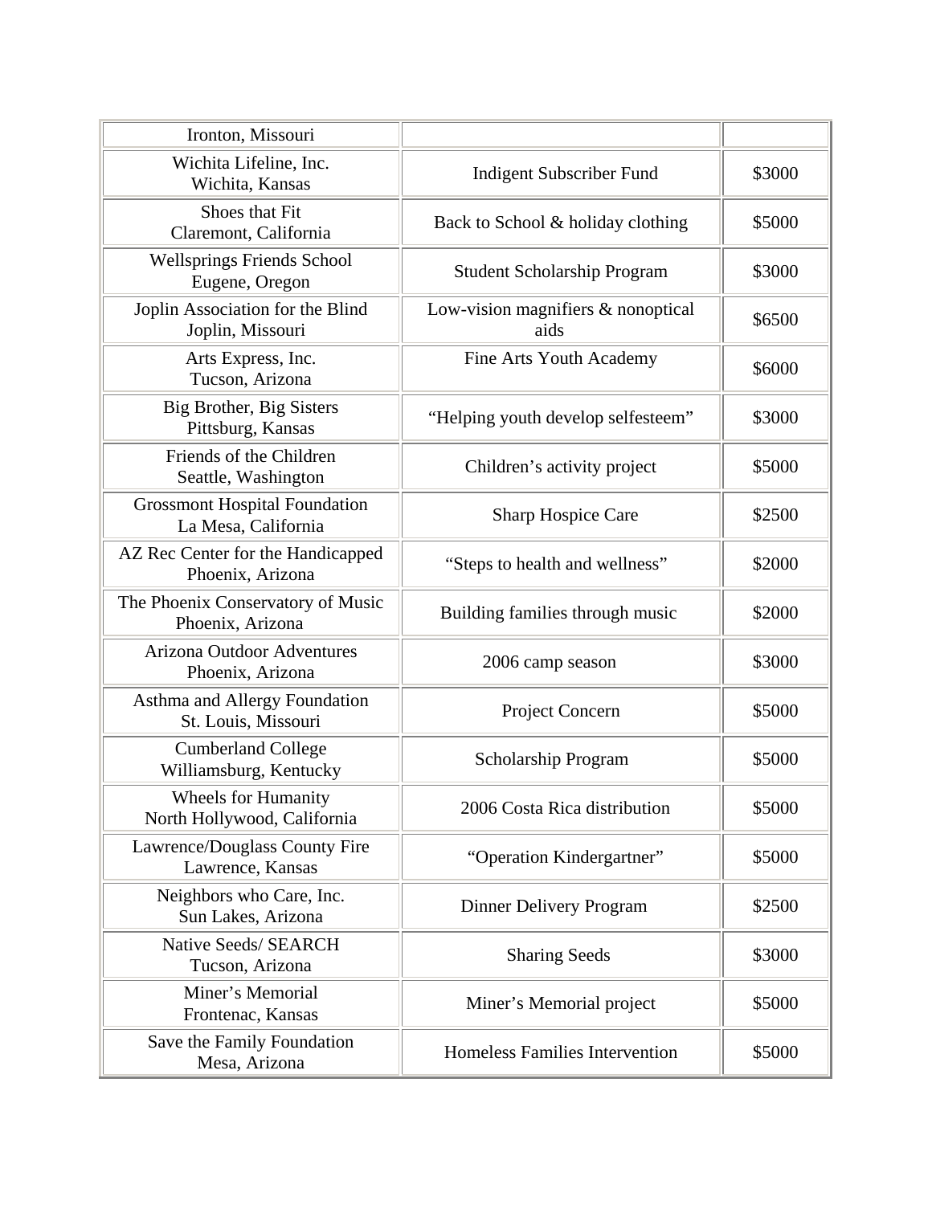| | | |
|---|---|---|
| Ironton, Missouri | | |
| Wichita Lifeline, Inc.<br>Wichita, Kansas | Indigent Subscriber Fund | $3000 |
| Shoes that Fit<br>Claremont, California | Back to School & holiday clothing | $5000 |
| Wellsprings Friends School<br>Eugene, Oregon | Student Scholarship Program | $3000 |
| Joplin Association for the Blind<br>Joplin, Missouri | Low-vision magnifiers & nonoptical aids | $6500 |
| Arts Express, Inc.<br>Tucson, Arizona | Fine Arts Youth Academy | $6000 |
| Big Brother, Big Sisters<br>Pittsburg, Kansas | "Helping youth develop selfesteem" | $3000 |
| Friends of the Children<br>Seattle, Washington | Children's activity project | $5000 |
| Grossmont Hospital Foundation<br>La Mesa, California | Sharp Hospice Care | $2500 |
| AZ Rec Center for the Handicapped<br>Phoenix, Arizona | "Steps to health and wellness" | $2000 |
| The Phoenix Conservatory of Music<br>Phoenix, Arizona | Building families through music | $2000 |
| Arizona Outdoor Adventures<br>Phoenix, Arizona | 2006 camp season | $3000 |
| Asthma and Allergy Foundation<br>St. Louis, Missouri | Project Concern | $5000 |
| Cumberland College<br>Williamsburg, Kentucky | Scholarship Program | $5000 |
| Wheels for Humanity<br>North Hollywood, California | 2006 Costa Rica distribution | $5000 |
| Lawrence/Douglass County Fire<br>Lawrence, Kansas | "Operation Kindergartner" | $5000 |
| Neighbors who Care, Inc.<br>Sun Lakes, Arizona | Dinner Delivery Program | $2500 |
| Native Seeds/ SEARCH<br>Tucson, Arizona | Sharing Seeds | $3000 |
| Miner's Memorial<br>Frontenac, Kansas | Miner's Memorial project | $5000 |
| Save the Family Foundation<br>Mesa, Arizona | Homeless Families Intervention | $5000 |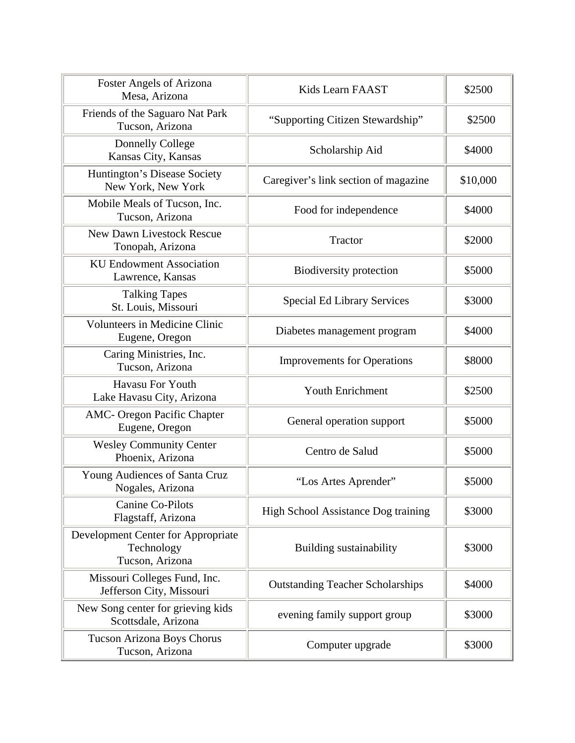| | | |
|---|---|---|
| Foster Angels of Arizona<br>Mesa, Arizona | Kids Learn FAAST | $2500 |
| Friends of the Saguaro Nat Park<br>Tucson, Arizona | "Supporting Citizen Stewardship" | $2500 |
| Donnelly College<br>Kansas City, Kansas | Scholarship Aid | $4000 |
| Huntington's Disease Society<br>New York, New York | Caregiver's link section of magazine | $10,000 |
| Mobile Meals of Tucson, Inc.<br>Tucson, Arizona | Food for independence | $4000 |
| New Dawn Livestock Rescue<br>Tonopah, Arizona | Tractor | $2000 |
| KU Endowment Association<br>Lawrence, Kansas | Biodiversity protection | $5000 |
| Talking Tapes<br>St. Louis, Missouri | Special Ed Library Services | $3000 |
| Volunteers in Medicine Clinic<br>Eugene, Oregon | Diabetes management program | $4000 |
| Caring Ministries, Inc.<br>Tucson, Arizona | Improvements for Operations | $8000 |
| Havasu For Youth<br>Lake Havasu City, Arizona | Youth Enrichment | $2500 |
| AMC- Oregon Pacific Chapter<br>Eugene, Oregon | General operation support | $5000 |
| Wesley Community Center<br>Phoenix, Arizona | Centro de Salud | $5000 |
| Young Audiences of Santa Cruz<br>Nogales, Arizona | "Los Artes Aprender" | $5000 |
| Canine Co-Pilots<br>Flagstaff, Arizona | High School Assistance Dog training | $3000 |
| Development Center for Appropriate Technology<br>Tucson, Arizona | Building sustainability | $3000 |
| Missouri Colleges Fund, Inc.<br>Jefferson City, Missouri | Outstanding Teacher Scholarships | $4000 |
| New Song center for grieving kids<br>Scottsdale, Arizona | evening family support group | $3000 |
| Tucson Arizona Boys Chorus<br>Tucson, Arizona | Computer upgrade | $3000 |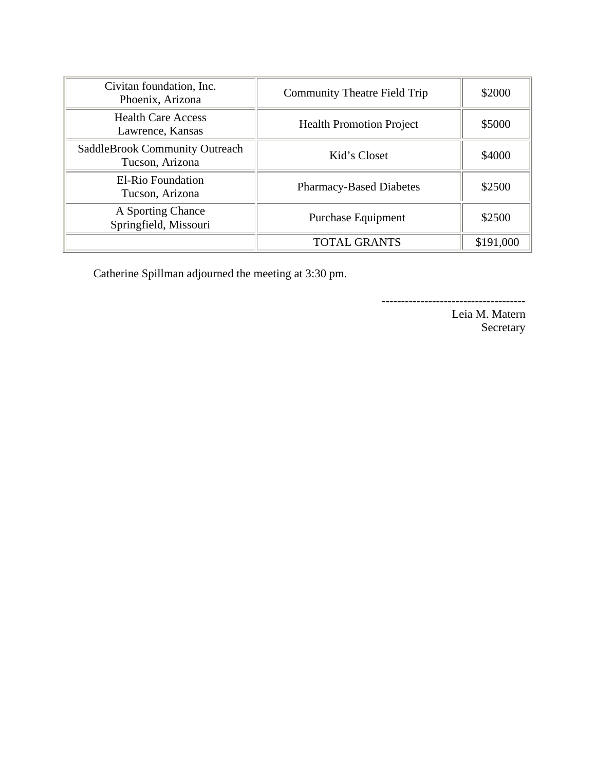| | | |
|---|---|---|
| Civitan foundation, Inc.<br>Phoenix, Arizona | Community Theatre Field Trip | $2000 |
| Health Care Access<br>Lawrence, Kansas | Health Promotion Project | $5000 |
| SaddleBrook Community Outreach<br>Tucson, Arizona | Kid’s Closet | $4000 |
| El-Rio Foundation<br>Tucson, Arizona | Pharmacy-Based Diabetes | $2500 |
| A Sporting Chance<br>Springfield, Missouri | Purchase Equipment | $2500 |
| | TOTAL GRANTS | $191,000 |

Catherine Spillman adjourned the meeting at 3:30 pm.

------------------------------------

Leia M. Matern
Secretary